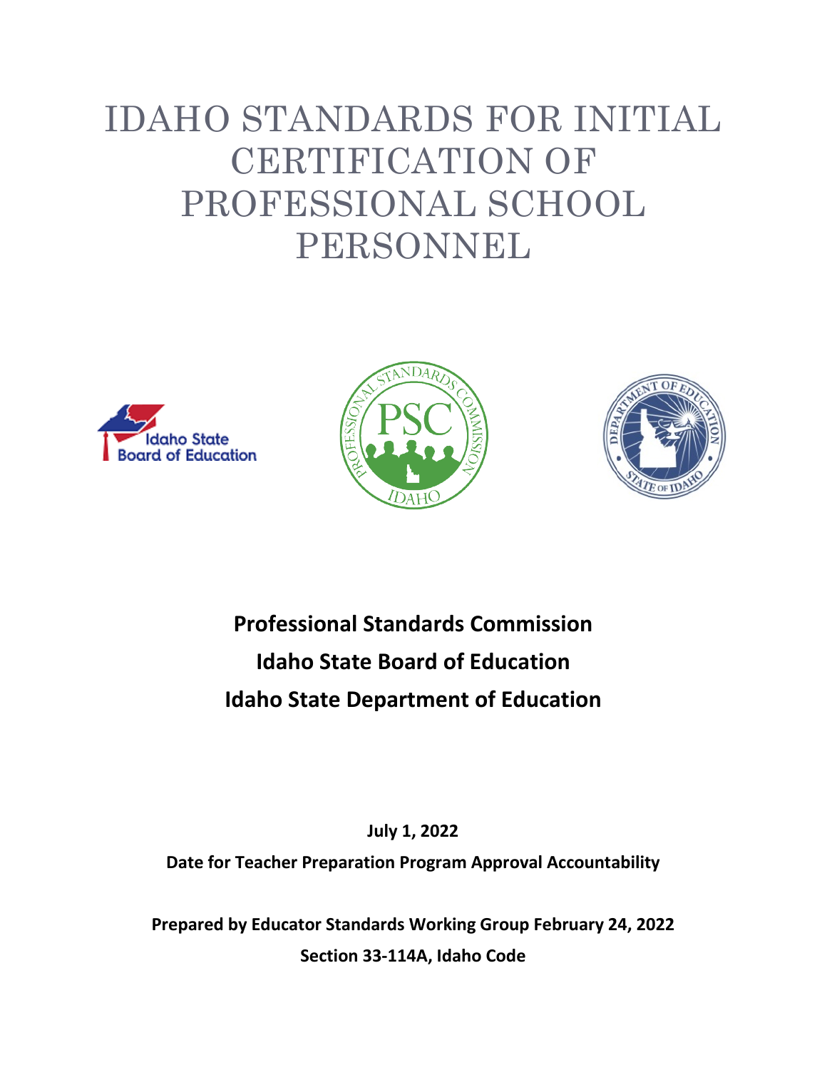# IDAHO STANDARDS FOR INITIAL CERTIFICATION OF PROFESSIONAL SCHOOL PERSONNEL

**Professional Standards Commission**

**Idaho State Board of Education**

**Idaho State Department of Education**

**July 1, 2022**

**Date for Teacher Preparation Program Approval Accountability**

**Prepared by Educator Standards Working Group February 24, 2022**

**Section 33-114A, Idaho Code**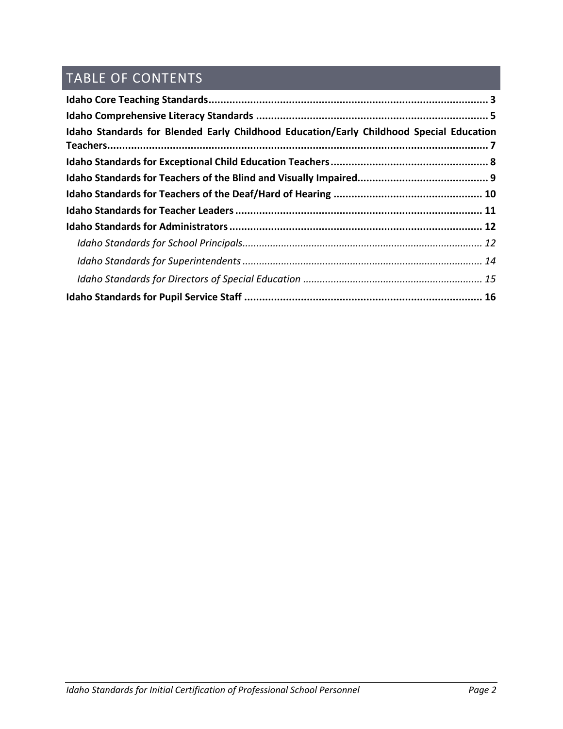# TABLE OF CONTENTS

**Idaho Core Teaching Standards** .......... **3**

**Idaho Comprehensive Literacy Standards** .......... **5**

**Idaho Standards for Blended Early Childhood Education/Early Childhood Special Education Teachers** .......... **7**

**Idaho Standards for Exceptional Child Education Teachers** .......... **8**

**Idaho Standards for Teachers of the Blind and Visually Impaired** .......... **9**

**Idaho Standards for Teachers of the Deaf/Hard of Hearing** .......... **10**

**Idaho Standards for Teacher Leaders** .......... **11**

**Idaho Standards for Administrators** .......... **12**

- *Idaho Standards for School Principals* .......... *12*
- *Idaho Standards for Superintendents* .......... *14*
- *Idaho Standards for Directors of Special Education* .......... *15*

**Idaho Standards for Pupil Service Staff** .......... **16**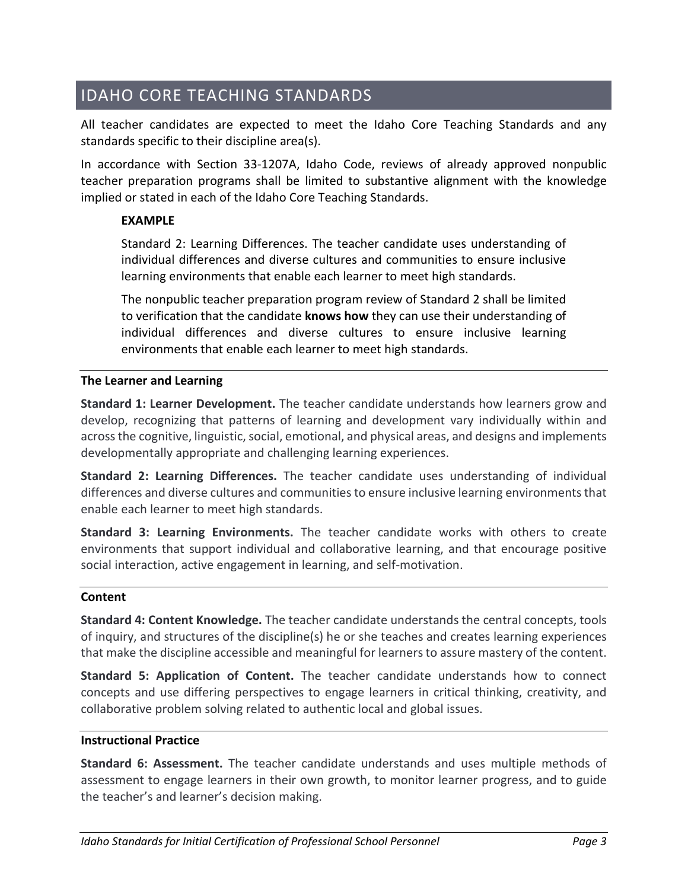## IDAHO CORE TEACHING STANDARDS

All teacher candidates are expected to meet the Idaho Core Teaching Standards and any standards specific to their discipline area(s).

In accordance with Section 33-1207A, Idaho Code, reviews of already approved nonpublic teacher preparation programs shall be limited to substantive alignment with the knowledge implied or stated in each of the Idaho Core Teaching Standards.

> **EXAMPLE**
>
> Standard 2: Learning Differences. The teacher candidate uses understanding of individual differences and diverse cultures and communities to ensure inclusive learning environments that enable each learner to meet high standards.
>
> The nonpublic teacher preparation program review of Standard 2 shall be limited to verification that the candidate **knows how** they can use their understanding of individual differences and diverse cultures to ensure inclusive learning environments that enable each learner to meet high standards.

---

**The Learner and Learning**

**Standard 1: Learner Development.** The teacher candidate understands how learners grow and develop, recognizing that patterns of learning and development vary individually within and across the cognitive, linguistic, social, emotional, and physical areas, and designs and implements developmentally appropriate and challenging learning experiences.

**Standard 2: Learning Differences.** The teacher candidate uses understanding of individual differences and diverse cultures and communities to ensure inclusive learning environments that enable each learner to meet high standards.

**Standard 3: Learning Environments.** The teacher candidate works with others to create environments that support individual and collaborative learning, and that encourage positive social interaction, active engagement in learning, and self-motivation.

---

**Content**

**Standard 4: Content Knowledge.** The teacher candidate understands the central concepts, tools of inquiry, and structures of the discipline(s) he or she teaches and creates learning experiences that make the discipline accessible and meaningful for learners to assure mastery of the content.

**Standard 5: Application of Content.** The teacher candidate understands how to connect concepts and use differing perspectives to engage learners in critical thinking, creativity, and collaborative problem solving related to authentic local and global issues.

---

**Instructional Practice**

**Standard 6: Assessment.** The teacher candidate understands and uses multiple methods of assessment to engage learners in their own growth, to monitor learner progress, and to guide the teacher's and learner's decision making.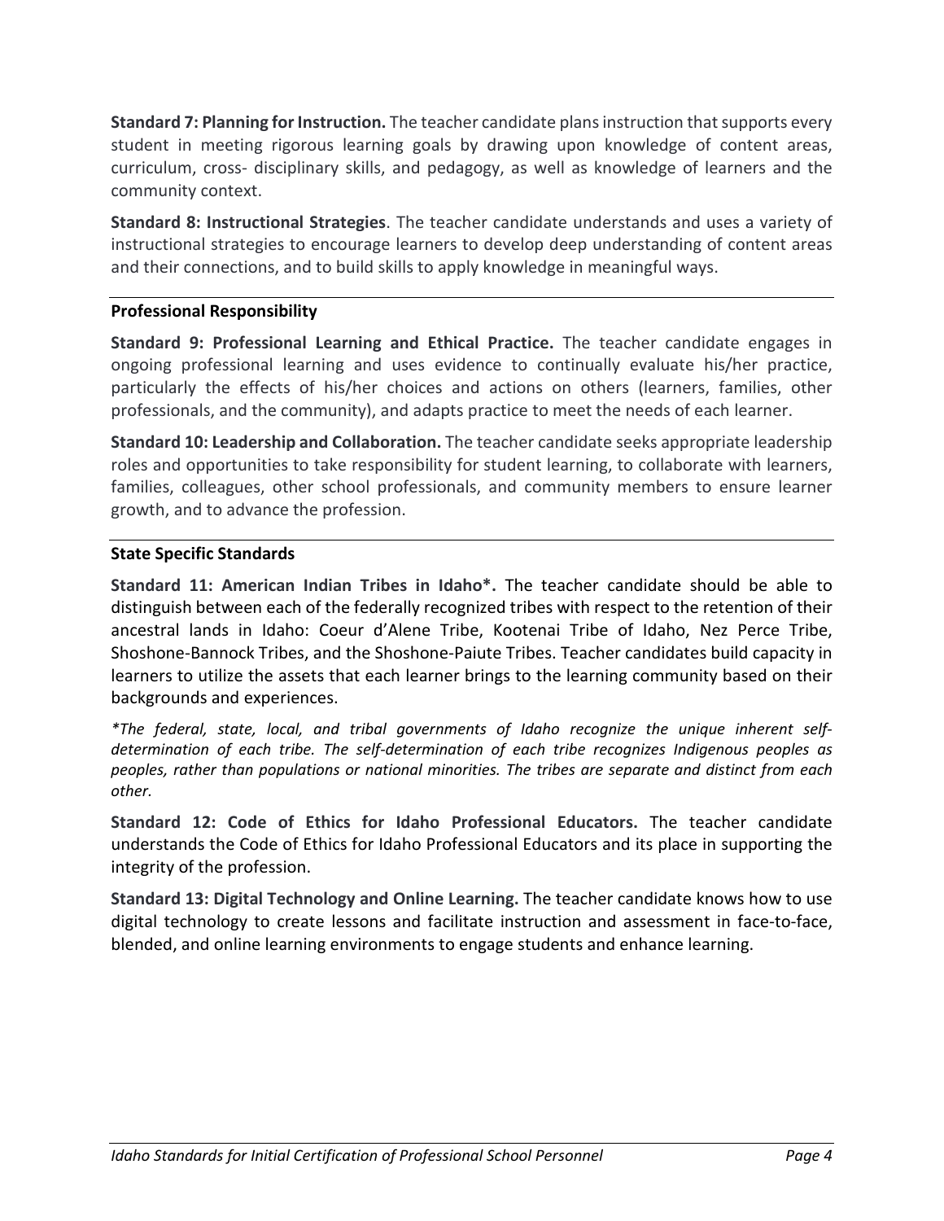**Standard 7: Planning for Instruction.** The teacher candidate plans instruction that supports every student in meeting rigorous learning goals by drawing upon knowledge of content areas, curriculum, cross- disciplinary skills, and pedagogy, as well as knowledge of learners and the community context.

**Standard 8: Instructional Strategies**. The teacher candidate understands and uses a variety of instructional strategies to encourage learners to develop deep understanding of content areas and their connections, and to build skills to apply knowledge in meaningful ways.

### Professional Responsibility

**Standard 9: Professional Learning and Ethical Practice.** The teacher candidate engages in ongoing professional learning and uses evidence to continually evaluate his/her practice, particularly the effects of his/her choices and actions on others (learners, families, other professionals, and the community), and adapts practice to meet the needs of each learner.

**Standard 10: Leadership and Collaboration.** The teacher candidate seeks appropriate leadership roles and opportunities to take responsibility for student learning, to collaborate with learners, families, colleagues, other school professionals, and community members to ensure learner growth, and to advance the profession.

### State Specific Standards

**Standard 11: American Indian Tribes in Idaho*.** The teacher candidate should be able to distinguish between each of the federally recognized tribes with respect to the retention of their ancestral lands in Idaho: Coeur d'Alene Tribe, Kootenai Tribe of Idaho, Nez Perce Tribe, Shoshone-Bannock Tribes, and the Shoshone-Paiute Tribes. Teacher candidates build capacity in learners to utilize the assets that each learner brings to the learning community based on their backgrounds and experiences.

*\*The federal, state, local, and tribal governments of Idaho recognize the unique inherent self-determination of each tribe. The self-determination of each tribe recognizes Indigenous peoples as peoples, rather than populations or national minorities. The tribes are separate and distinct from each other.*

**Standard 12: Code of Ethics for Idaho Professional Educators.** The teacher candidate understands the Code of Ethics for Idaho Professional Educators and its place in supporting the integrity of the profession.

**Standard 13: Digital Technology and Online Learning.** The teacher candidate knows how to use digital technology to create lessons and facilitate instruction and assessment in face-to-face, blended, and online learning environments to engage students and enhance learning.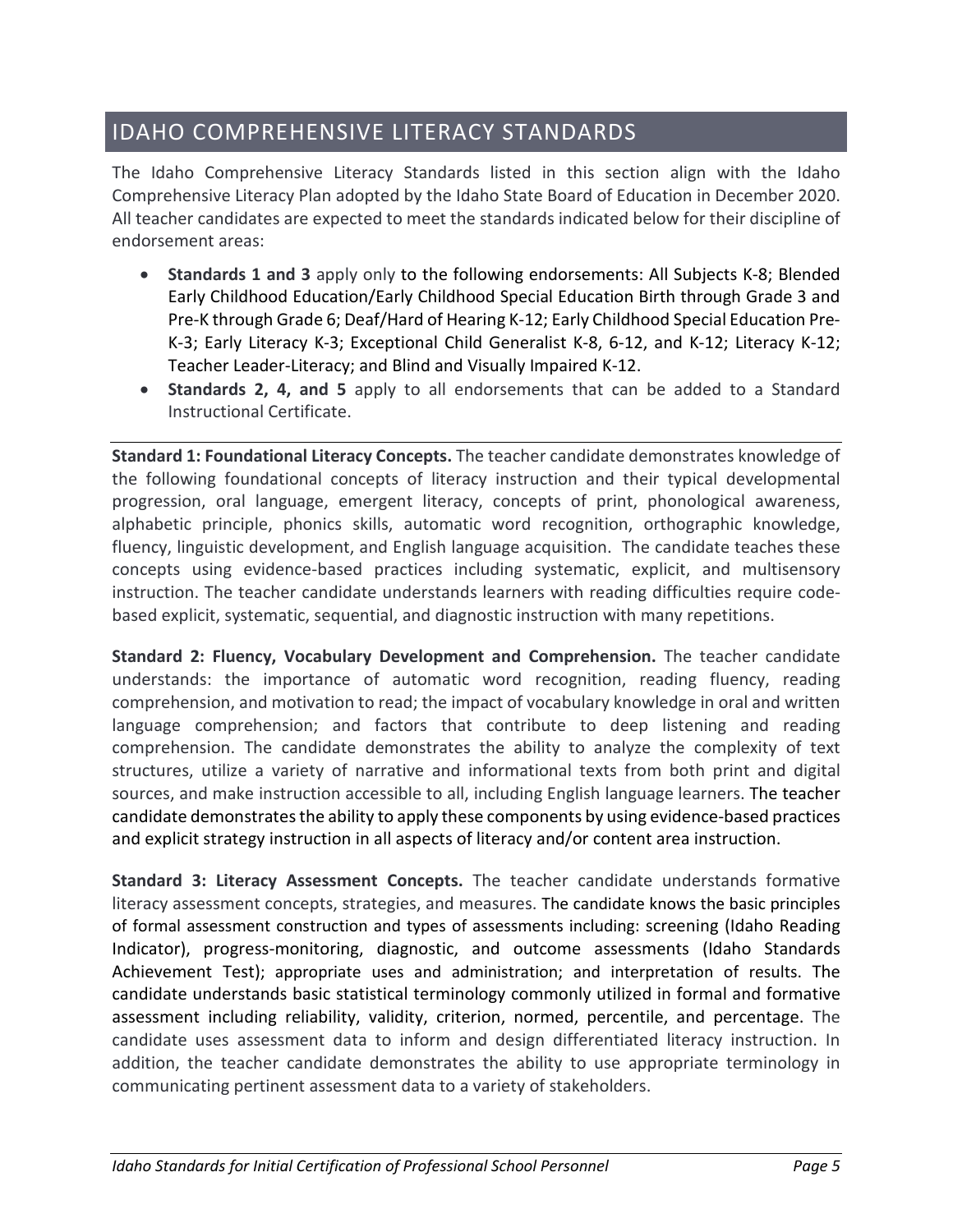## IDAHO COMPREHENSIVE LITERACY STANDARDS

The Idaho Comprehensive Literacy Standards listed in this section align with the Idaho Comprehensive Literacy Plan adopted by the Idaho State Board of Education in December 2020. All teacher candidates are expected to meet the standards indicated below for their discipline of endorsement areas:

- **Standards 1 and 3** apply only to the following endorsements: All Subjects K-8; Blended Early Childhood Education/Early Childhood Special Education Birth through Grade 3 and Pre-K through Grade 6; Deaf/Hard of Hearing K-12; Early Childhood Special Education Pre-K-3; Early Literacy K-3; Exceptional Child Generalist K-8, 6-12, and K-12; Literacy K-12; Teacher Leader-Literacy; and Blind and Visually Impaired K-12.
- **Standards 2, 4, and 5** apply to all endorsements that can be added to a Standard Instructional Certificate.

---

**Standard 1: Foundational Literacy Concepts.** The teacher candidate demonstrates knowledge of the following foundational concepts of literacy instruction and their typical developmental progression, oral language, emergent literacy, concepts of print, phonological awareness, alphabetic principle, phonics skills, automatic word recognition, orthographic knowledge, fluency, linguistic development, and English language acquisition. The candidate teaches these concepts using evidence-based practices including systematic, explicit, and multisensory instruction. The teacher candidate understands learners with reading difficulties require code-based explicit, systematic, sequential, and diagnostic instruction with many repetitions.

**Standard 2: Fluency, Vocabulary Development and Comprehension.** The teacher candidate understands: the importance of automatic word recognition, reading fluency, reading comprehension, and motivation to read; the impact of vocabulary knowledge in oral and written language comprehension; and factors that contribute to deep listening and reading comprehension. The candidate demonstrates the ability to analyze the complexity of text structures, utilize a variety of narrative and informational texts from both print and digital sources, and make instruction accessible to all, including English language learners. The teacher candidate demonstrates the ability to apply these components by using evidence-based practices and explicit strategy instruction in all aspects of literacy and/or content area instruction.

**Standard 3: Literacy Assessment Concepts.** The teacher candidate understands formative literacy assessment concepts, strategies, and measures. The candidate knows the basic principles of formal assessment construction and types of assessments including: screening (Idaho Reading Indicator), progress-monitoring, diagnostic, and outcome assessments (Idaho Standards Achievement Test); appropriate uses and administration; and interpretation of results. The candidate understands basic statistical terminology commonly utilized in formal and formative assessment including reliability, validity, criterion, normed, percentile, and percentage. The candidate uses assessment data to inform and design differentiated literacy instruction. In addition, the teacher candidate demonstrates the ability to use appropriate terminology in communicating pertinent assessment data to a variety of stakeholders.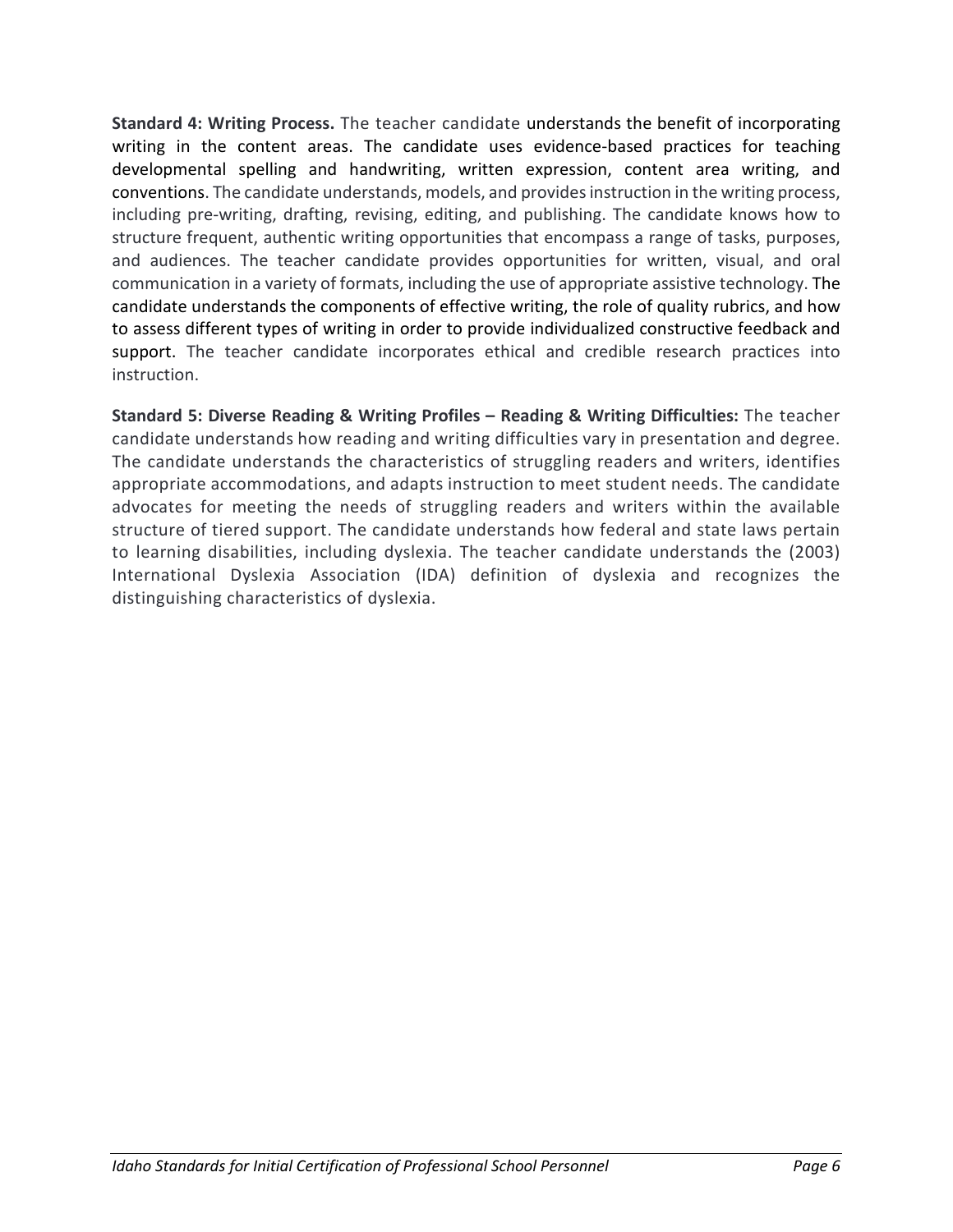**Standard 4: Writing Process.** The teacher candidate understands the benefit of incorporating writing in the content areas. The candidate uses evidence-based practices for teaching developmental spelling and handwriting, written expression, content area writing, and conventions. The candidate understands, models, and provides instruction in the writing process, including pre-writing, drafting, revising, editing, and publishing. The candidate knows how to structure frequent, authentic writing opportunities that encompass a range of tasks, purposes, and audiences. The teacher candidate provides opportunities for written, visual, and oral communication in a variety of formats, including the use of appropriate assistive technology. The candidate understands the components of effective writing, the role of quality rubrics, and how to assess different types of writing in order to provide individualized constructive feedback and support. The teacher candidate incorporates ethical and credible research practices into instruction.

**Standard 5: Diverse Reading & Writing Profiles – Reading & Writing Difficulties:** The teacher candidate understands how reading and writing difficulties vary in presentation and degree. The candidate understands the characteristics of struggling readers and writers, identifies appropriate accommodations, and adapts instruction to meet student needs. The candidate advocates for meeting the needs of struggling readers and writers within the available structure of tiered support. The candidate understands how federal and state laws pertain to learning disabilities, including dyslexia. The teacher candidate understands the (2003) International Dyslexia Association (IDA) definition of dyslexia and recognizes the distinguishing characteristics of dyslexia.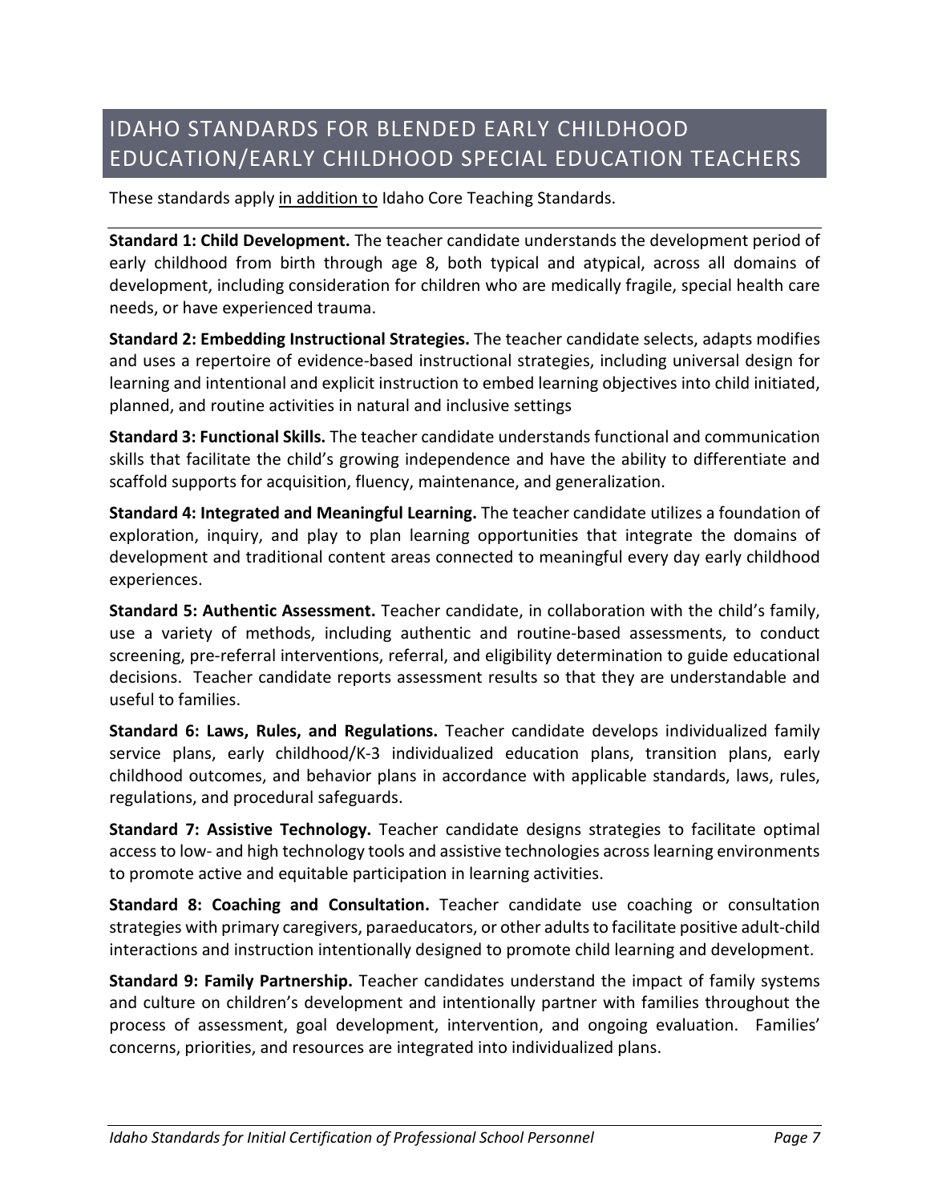# IDAHO STANDARDS FOR BLENDED EARLY CHILDHOOD EDUCATION/EARLY CHILDHOOD SPECIAL EDUCATION TEACHERS

These standards apply in addition to Idaho Core Teaching Standards.

**Standard 1: Child Development.** The teacher candidate understands the development period of early childhood from birth through age 8, both typical and atypical, across all domains of development, including consideration for children who are medically fragile, special health care needs, or have experienced trauma.

**Standard 2: Embedding Instructional Strategies.** The teacher candidate selects, adapts modifies and uses a repertoire of evidence-based instructional strategies, including universal design for learning and intentional and explicit instruction to embed learning objectives into child initiated, planned, and routine activities in natural and inclusive settings

**Standard 3: Functional Skills.** The teacher candidate understands functional and communication skills that facilitate the child's growing independence and have the ability to differentiate and scaffold supports for acquisition, fluency, maintenance, and generalization.

**Standard 4: Integrated and Meaningful Learning.** The teacher candidate utilizes a foundation of exploration, inquiry, and play to plan learning opportunities that integrate the domains of development and traditional content areas connected to meaningful every day early childhood experiences.

**Standard 5: Authentic Assessment.** Teacher candidate, in collaboration with the child's family, use a variety of methods, including authentic and routine-based assessments, to conduct screening, pre-referral interventions, referral, and eligibility determination to guide educational decisions. Teacher candidate reports assessment results so that they are understandable and useful to families.

**Standard 6: Laws, Rules, and Regulations.** Teacher candidate develops individualized family service plans, early childhood/K-3 individualized education plans, transition plans, early childhood outcomes, and behavior plans in accordance with applicable standards, laws, rules, regulations, and procedural safeguards.

**Standard 7: Assistive Technology.** Teacher candidate designs strategies to facilitate optimal access to low- and high technology tools and assistive technologies across learning environments to promote active and equitable participation in learning activities.

**Standard 8: Coaching and Consultation.** Teacher candidate use coaching or consultation strategies with primary caregivers, paraeducators, or other adults to facilitate positive adult-child interactions and instruction intentionally designed to promote child learning and development.

**Standard 9: Family Partnership.** Teacher candidates understand the impact of family systems and culture on children's development and intentionally partner with families throughout the process of assessment, goal development, intervention, and ongoing evaluation. Families' concerns, priorities, and resources are integrated into individualized plans.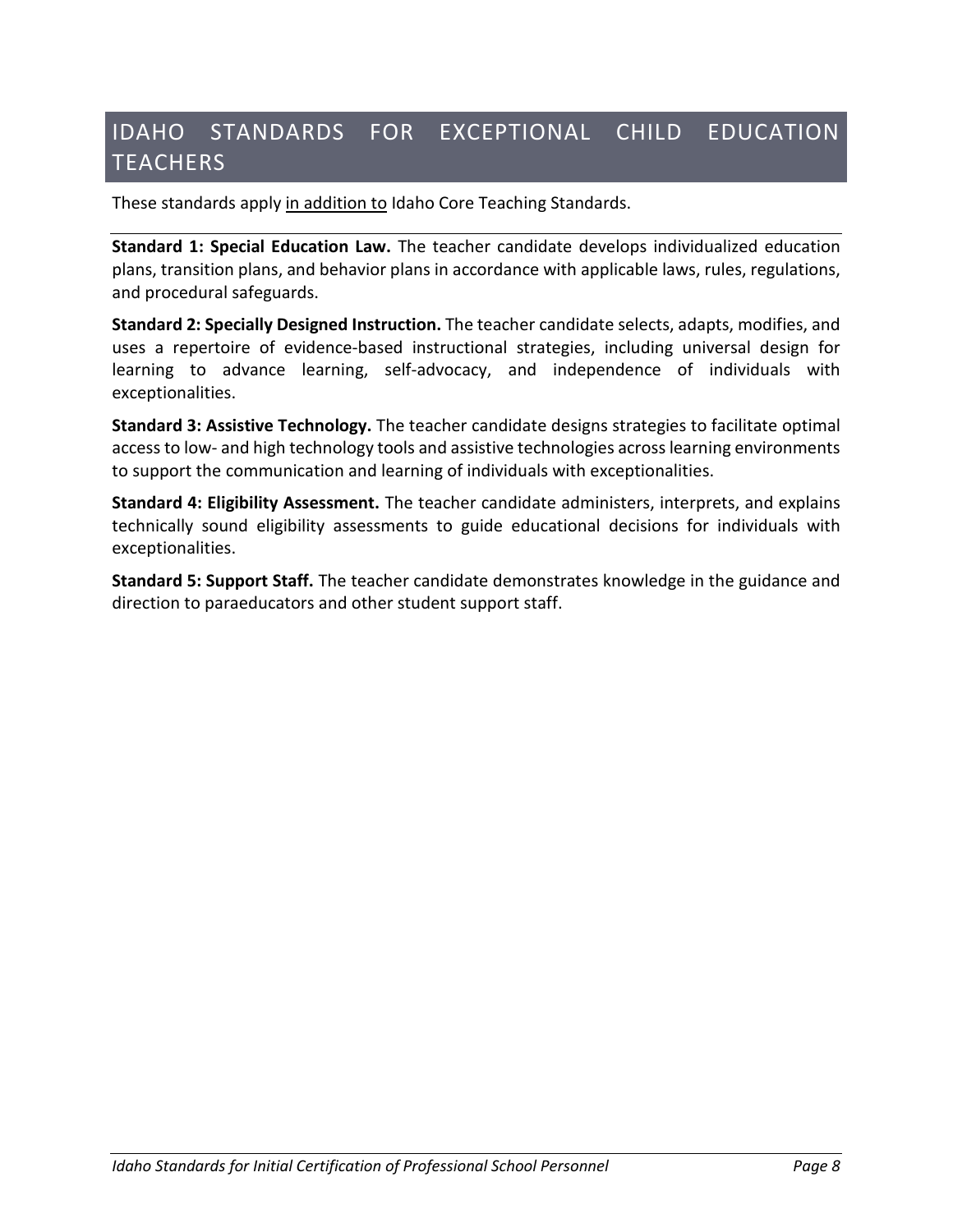## IDAHO STANDARDS FOR EXCEPTIONAL CHILD EDUCATION TEACHERS

These standards apply in addition to Idaho Core Teaching Standards.

**Standard 1: Special Education Law.** The teacher candidate develops individualized education plans, transition plans, and behavior plans in accordance with applicable laws, rules, regulations, and procedural safeguards.

**Standard 2: Specially Designed Instruction.** The teacher candidate selects, adapts, modifies, and uses a repertoire of evidence-based instructional strategies, including universal design for learning to advance learning, self-advocacy, and independence of individuals with exceptionalities.

**Standard 3: Assistive Technology.** The teacher candidate designs strategies to facilitate optimal access to low- and high technology tools and assistive technologies across learning environments to support the communication and learning of individuals with exceptionalities.

**Standard 4: Eligibility Assessment.** The teacher candidate administers, interprets, and explains technically sound eligibility assessments to guide educational decisions for individuals with exceptionalities.

**Standard 5: Support Staff.** The teacher candidate demonstrates knowledge in the guidance and direction to paraeducators and other student support staff.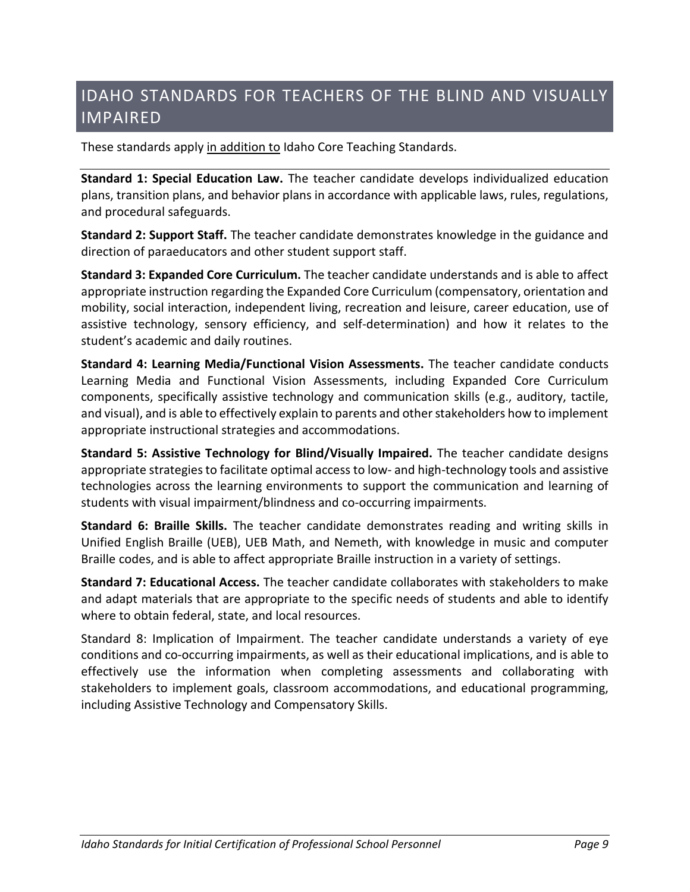## IDAHO STANDARDS FOR TEACHERS OF THE BLIND AND VISUALLY IMPAIRED

These standards apply <u>in addition to</u> Idaho Core Teaching Standards.

**Standard 1: Special Education Law.** The teacher candidate develops individualized education plans, transition plans, and behavior plans in accordance with applicable laws, rules, regulations, and procedural safeguards.

**Standard 2: Support Staff.** The teacher candidate demonstrates knowledge in the guidance and direction of paraeducators and other student support staff.

**Standard 3: Expanded Core Curriculum.** The teacher candidate understands and is able to affect appropriate instruction regarding the Expanded Core Curriculum (compensatory, orientation and mobility, social interaction, independent living, recreation and leisure, career education, use of assistive technology, sensory efficiency, and self-determination) and how it relates to the student's academic and daily routines.

**Standard 4: Learning Media/Functional Vision Assessments.** The teacher candidate conducts Learning Media and Functional Vision Assessments, including Expanded Core Curriculum components, specifically assistive technology and communication skills (e.g., auditory, tactile, and visual), and is able to effectively explain to parents and other stakeholders how to implement appropriate instructional strategies and accommodations.

**Standard 5: Assistive Technology for Blind/Visually Impaired.** The teacher candidate designs appropriate strategies to facilitate optimal access to low- and high-technology tools and assistive technologies across the learning environments to support the communication and learning of students with visual impairment/blindness and co-occurring impairments.

**Standard 6: Braille Skills.** The teacher candidate demonstrates reading and writing skills in Unified English Braille (UEB), UEB Math, and Nemeth, with knowledge in music and computer Braille codes, and is able to affect appropriate Braille instruction in a variety of settings.

**Standard 7: Educational Access.** The teacher candidate collaborates with stakeholders to make and adapt materials that are appropriate to the specific needs of students and able to identify where to obtain federal, state, and local resources.

Standard 8: Implication of Impairment. The teacher candidate understands a variety of eye conditions and co-occurring impairments, as well as their educational implications, and is able to effectively use the information when completing assessments and collaborating with stakeholders to implement goals, classroom accommodations, and educational programming, including Assistive Technology and Compensatory Skills.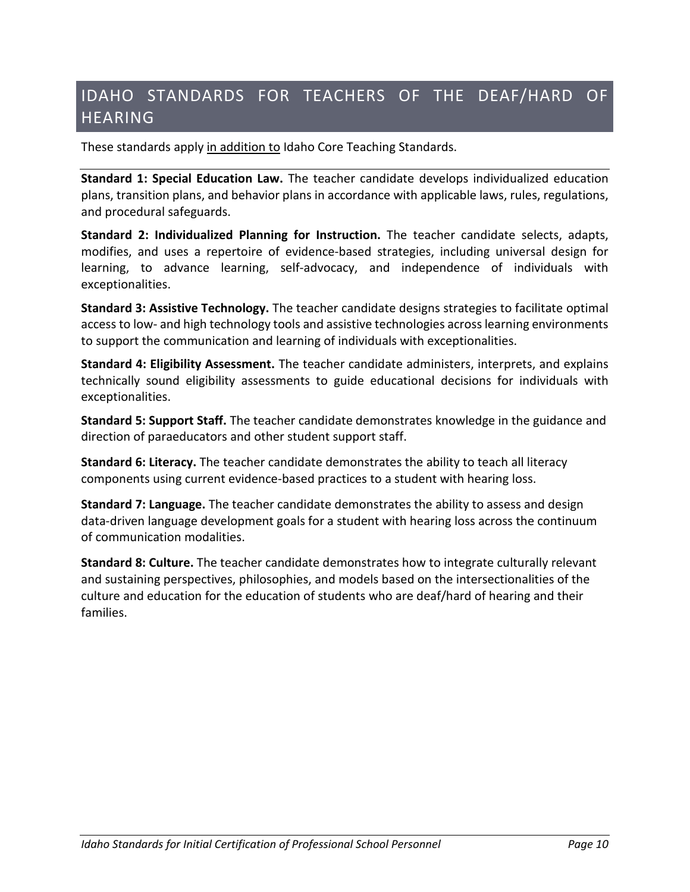# IDAHO STANDARDS FOR TEACHERS OF THE DEAF/HARD OF HEARING

These standards apply in addition to Idaho Core Teaching Standards.

**Standard 1: Special Education Law.** The teacher candidate develops individualized education plans, transition plans, and behavior plans in accordance with applicable laws, rules, regulations, and procedural safeguards.

**Standard 2: Individualized Planning for Instruction.** The teacher candidate selects, adapts, modifies, and uses a repertoire of evidence-based strategies, including universal design for learning, to advance learning, self-advocacy, and independence of individuals with exceptionalities.

**Standard 3: Assistive Technology.** The teacher candidate designs strategies to facilitate optimal access to low- and high technology tools and assistive technologies across learning environments to support the communication and learning of individuals with exceptionalities.

**Standard 4: Eligibility Assessment.** The teacher candidate administers, interprets, and explains technically sound eligibility assessments to guide educational decisions for individuals with exceptionalities.

**Standard 5: Support Staff.** The teacher candidate demonstrates knowledge in the guidance and direction of paraeducators and other student support staff.

**Standard 6: Literacy.** The teacher candidate demonstrates the ability to teach all literacy components using current evidence-based practices to a student with hearing loss.

**Standard 7: Language.** The teacher candidate demonstrates the ability to assess and design data-driven language development goals for a student with hearing loss across the continuum of communication modalities.

**Standard 8: Culture.** The teacher candidate demonstrates how to integrate culturally relevant and sustaining perspectives, philosophies, and models based on the intersectionalities of the culture and education for the education of students who are deaf/hard of hearing and their families.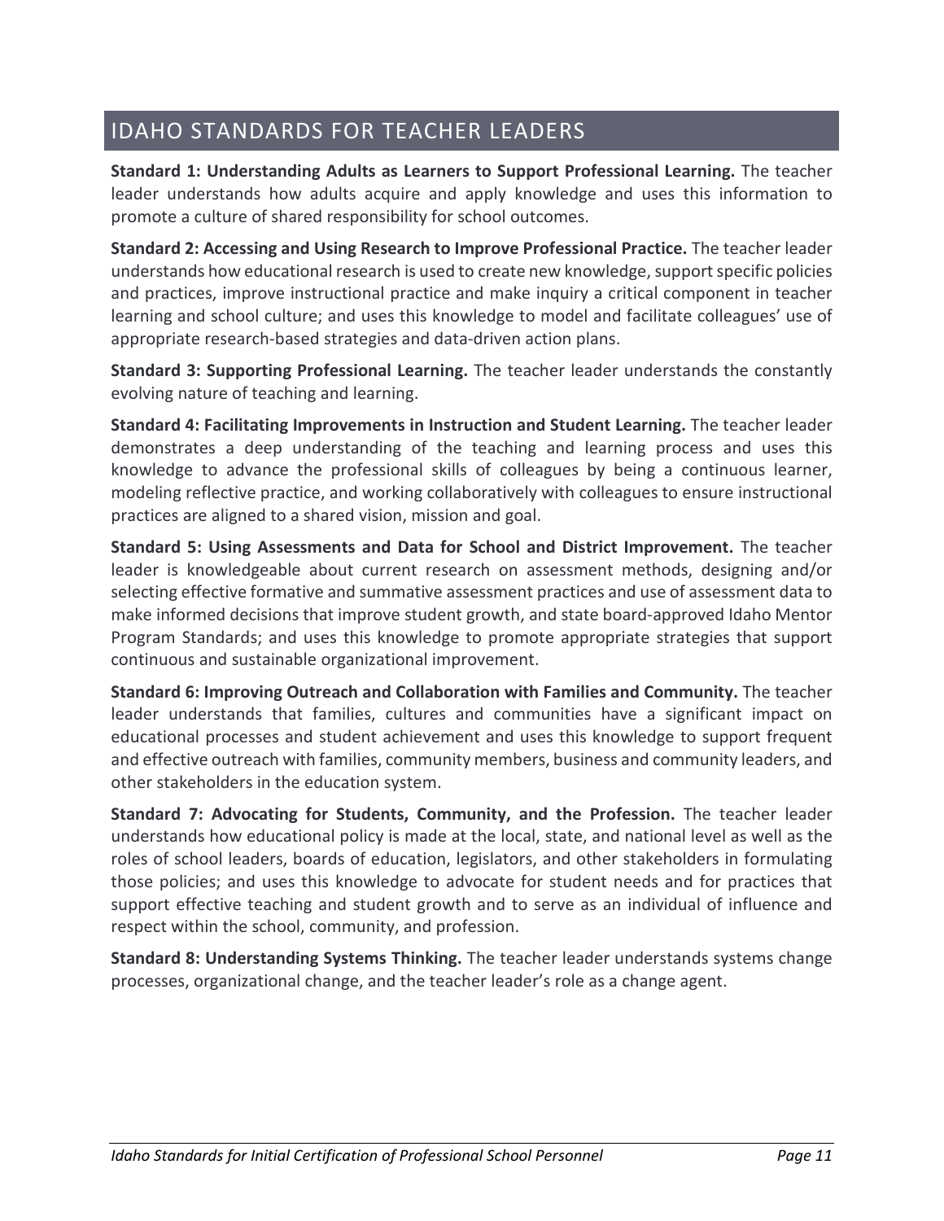## IDAHO STANDARDS FOR TEACHER LEADERS

**Standard 1: Understanding Adults as Learners to Support Professional Learning.** The teacher leader understands how adults acquire and apply knowledge and uses this information to promote a culture of shared responsibility for school outcomes.

**Standard 2: Accessing and Using Research to Improve Professional Practice.** The teacher leader understands how educational research is used to create new knowledge, support specific policies and practices, improve instructional practice and make inquiry a critical component in teacher learning and school culture; and uses this knowledge to model and facilitate colleagues' use of appropriate research-based strategies and data-driven action plans.

**Standard 3: Supporting Professional Learning.** The teacher leader understands the constantly evolving nature of teaching and learning.

**Standard 4: Facilitating Improvements in Instruction and Student Learning.** The teacher leader demonstrates a deep understanding of the teaching and learning process and uses this knowledge to advance the professional skills of colleagues by being a continuous learner, modeling reflective practice, and working collaboratively with colleagues to ensure instructional practices are aligned to a shared vision, mission and goal.

**Standard 5: Using Assessments and Data for School and District Improvement.** The teacher leader is knowledgeable about current research on assessment methods, designing and/or selecting effective formative and summative assessment practices and use of assessment data to make informed decisions that improve student growth, and state board-approved Idaho Mentor Program Standards; and uses this knowledge to promote appropriate strategies that support continuous and sustainable organizational improvement.

**Standard 6: Improving Outreach and Collaboration with Families and Community.** The teacher leader understands that families, cultures and communities have a significant impact on educational processes and student achievement and uses this knowledge to support frequent and effective outreach with families, community members, business and community leaders, and other stakeholders in the education system.

**Standard 7: Advocating for Students, Community, and the Profession.** The teacher leader understands how educational policy is made at the local, state, and national level as well as the roles of school leaders, boards of education, legislators, and other stakeholders in formulating those policies; and uses this knowledge to advocate for student needs and for practices that support effective teaching and student growth and to serve as an individual of influence and respect within the school, community, and profession.

**Standard 8: Understanding Systems Thinking.** The teacher leader understands systems change processes, organizational change, and the teacher leader's role as a change agent.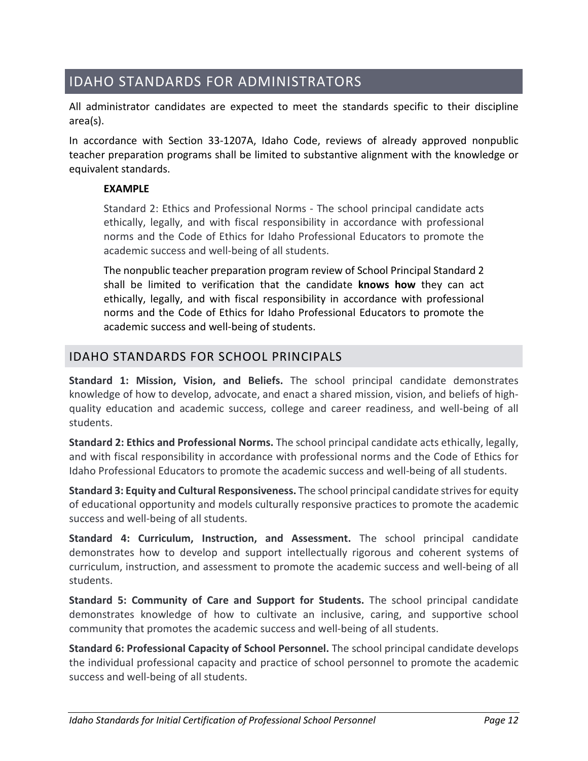## IDAHO STANDARDS FOR ADMINISTRATORS

All administrator candidates are expected to meet the standards specific to their discipline area(s).

In accordance with Section 33-1207A, Idaho Code, reviews of already approved nonpublic teacher preparation programs shall be limited to substantive alignment with the knowledge or equivalent standards.

> **EXAMPLE**
>
> Standard 2: Ethics and Professional Norms - The school principal candidate acts ethically, legally, and with fiscal responsibility in accordance with professional norms and the Code of Ethics for Idaho Professional Educators to promote the academic success and well-being of all students.
>
> The nonpublic teacher preparation program review of School Principal Standard 2 shall be limited to verification that the candidate **knows how** they can act ethically, legally, and with fiscal responsibility in accordance with professional norms and the Code of Ethics for Idaho Professional Educators to promote the academic success and well-being of students.

### IDAHO STANDARDS FOR SCHOOL PRINCIPALS

**Standard 1: Mission, Vision, and Beliefs.** The school principal candidate demonstrates knowledge of how to develop, advocate, and enact a shared mission, vision, and beliefs of high-quality education and academic success, college and career readiness, and well-being of all students.

**Standard 2: Ethics and Professional Norms.** The school principal candidate acts ethically, legally, and with fiscal responsibility in accordance with professional norms and the Code of Ethics for Idaho Professional Educators to promote the academic success and well-being of all students.

**Standard 3: Equity and Cultural Responsiveness.** The school principal candidate strives for equity of educational opportunity and models culturally responsive practices to promote the academic success and well-being of all students.

**Standard 4: Curriculum, Instruction, and Assessment.** The school principal candidate demonstrates how to develop and support intellectually rigorous and coherent systems of curriculum, instruction, and assessment to promote the academic success and well-being of all students.

**Standard 5: Community of Care and Support for Students.** The school principal candidate demonstrates knowledge of how to cultivate an inclusive, caring, and supportive school community that promotes the academic success and well-being of all students.

**Standard 6: Professional Capacity of School Personnel.** The school principal candidate develops the individual professional capacity and practice of school personnel to promote the academic success and well-being of all students.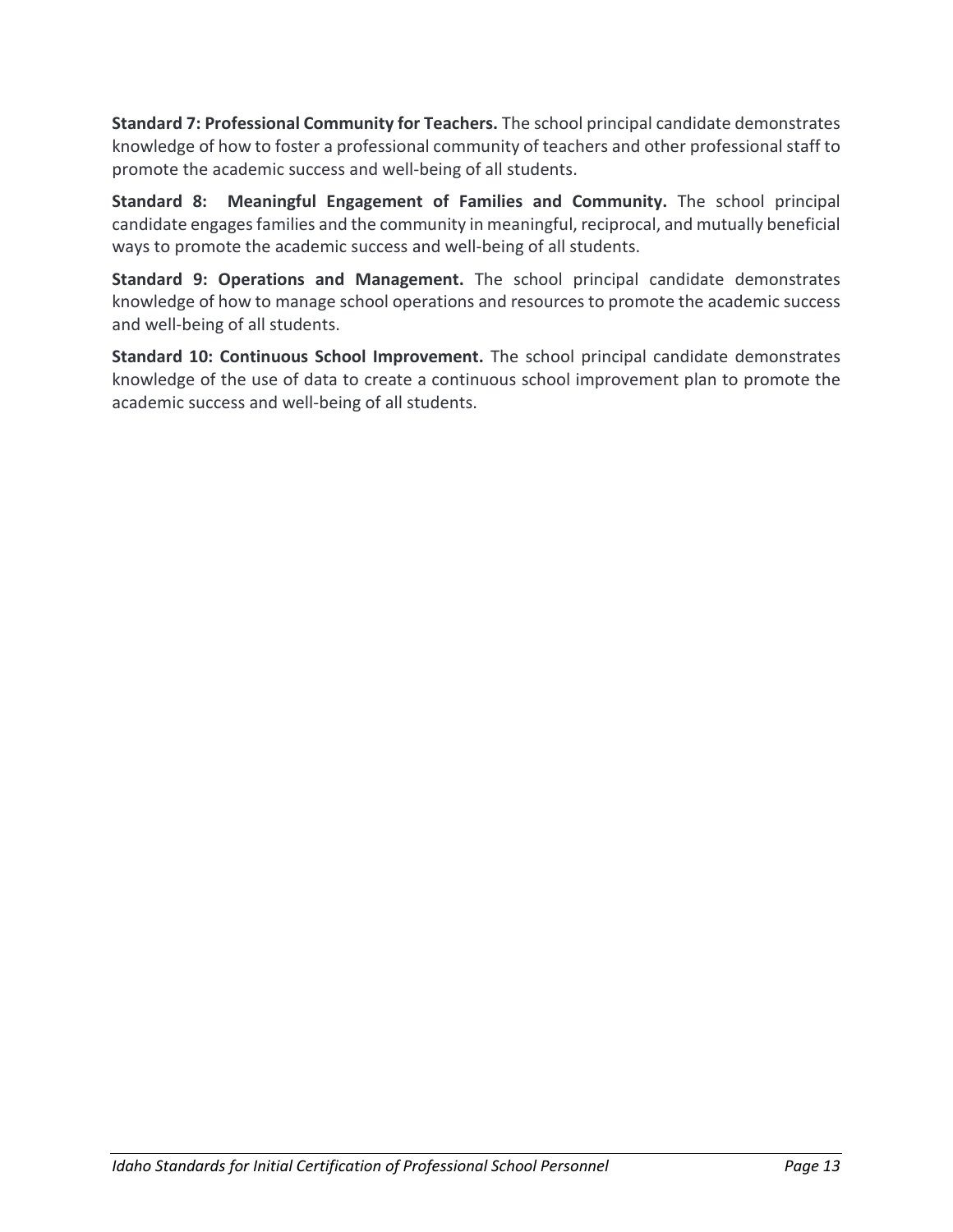**Standard 7: Professional Community for Teachers.** The school principal candidate demonstrates knowledge of how to foster a professional community of teachers and other professional staff to promote the academic success and well-being of all students.

**Standard 8: Meaningful Engagement of Families and Community.** The school principal candidate engages families and the community in meaningful, reciprocal, and mutually beneficial ways to promote the academic success and well-being of all students.

**Standard 9: Operations and Management.** The school principal candidate demonstrates knowledge of how to manage school operations and resources to promote the academic success and well-being of all students.

**Standard 10: Continuous School Improvement.** The school principal candidate demonstrates knowledge of the use of data to create a continuous school improvement plan to promote the academic success and well-being of all students.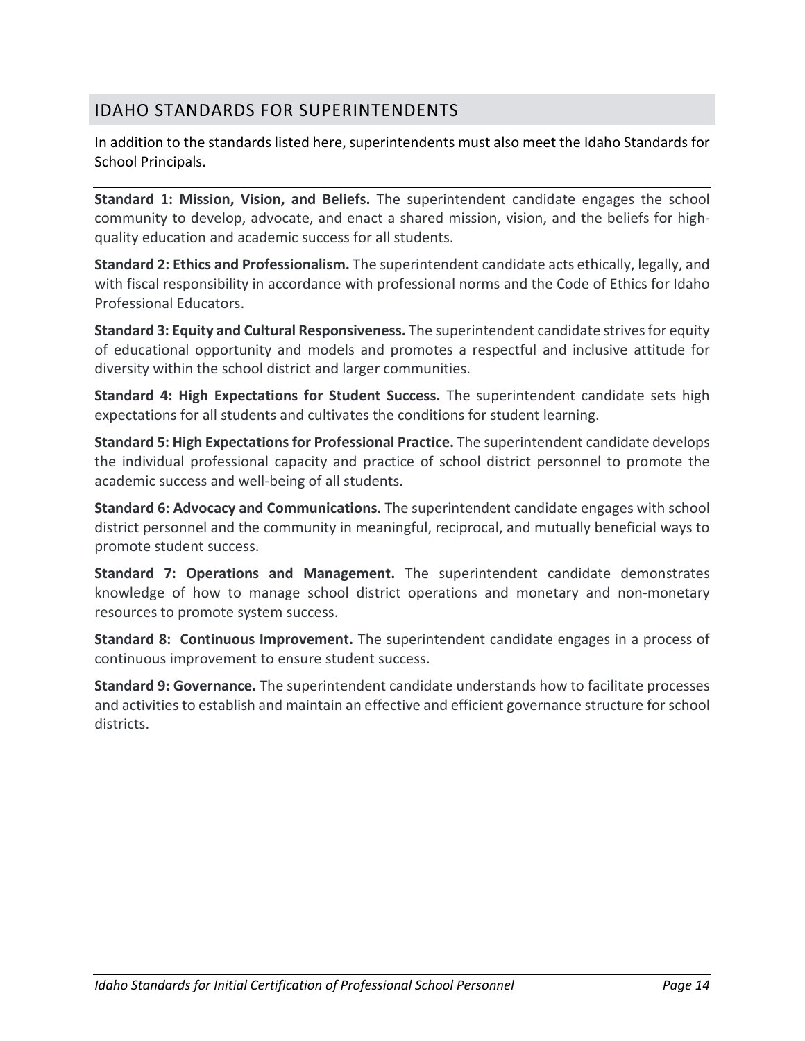## IDAHO STANDARDS FOR SUPERINTENDENTS

In addition to the standards listed here, superintendents must also meet the Idaho Standards for School Principals.

**Standard 1: Mission, Vision, and Beliefs.** The superintendent candidate engages the school community to develop, advocate, and enact a shared mission, vision, and the beliefs for high-quality education and academic success for all students.

**Standard 2: Ethics and Professionalism.** The superintendent candidate acts ethically, legally, and with fiscal responsibility in accordance with professional norms and the Code of Ethics for Idaho Professional Educators.

**Standard 3: Equity and Cultural Responsiveness.** The superintendent candidate strives for equity of educational opportunity and models and promotes a respectful and inclusive attitude for diversity within the school district and larger communities.

**Standard 4: High Expectations for Student Success.** The superintendent candidate sets high expectations for all students and cultivates the conditions for student learning.

**Standard 5: High Expectations for Professional Practice.** The superintendent candidate develops the individual professional capacity and practice of school district personnel to promote the academic success and well-being of all students.

**Standard 6: Advocacy and Communications.** The superintendent candidate engages with school district personnel and the community in meaningful, reciprocal, and mutually beneficial ways to promote student success.

**Standard 7: Operations and Management.** The superintendent candidate demonstrates knowledge of how to manage school district operations and monetary and non-monetary resources to promote system success.

**Standard 8: Continuous Improvement.** The superintendent candidate engages in a process of continuous improvement to ensure student success.

**Standard 9: Governance.** The superintendent candidate understands how to facilitate processes and activities to establish and maintain an effective and efficient governance structure for school districts.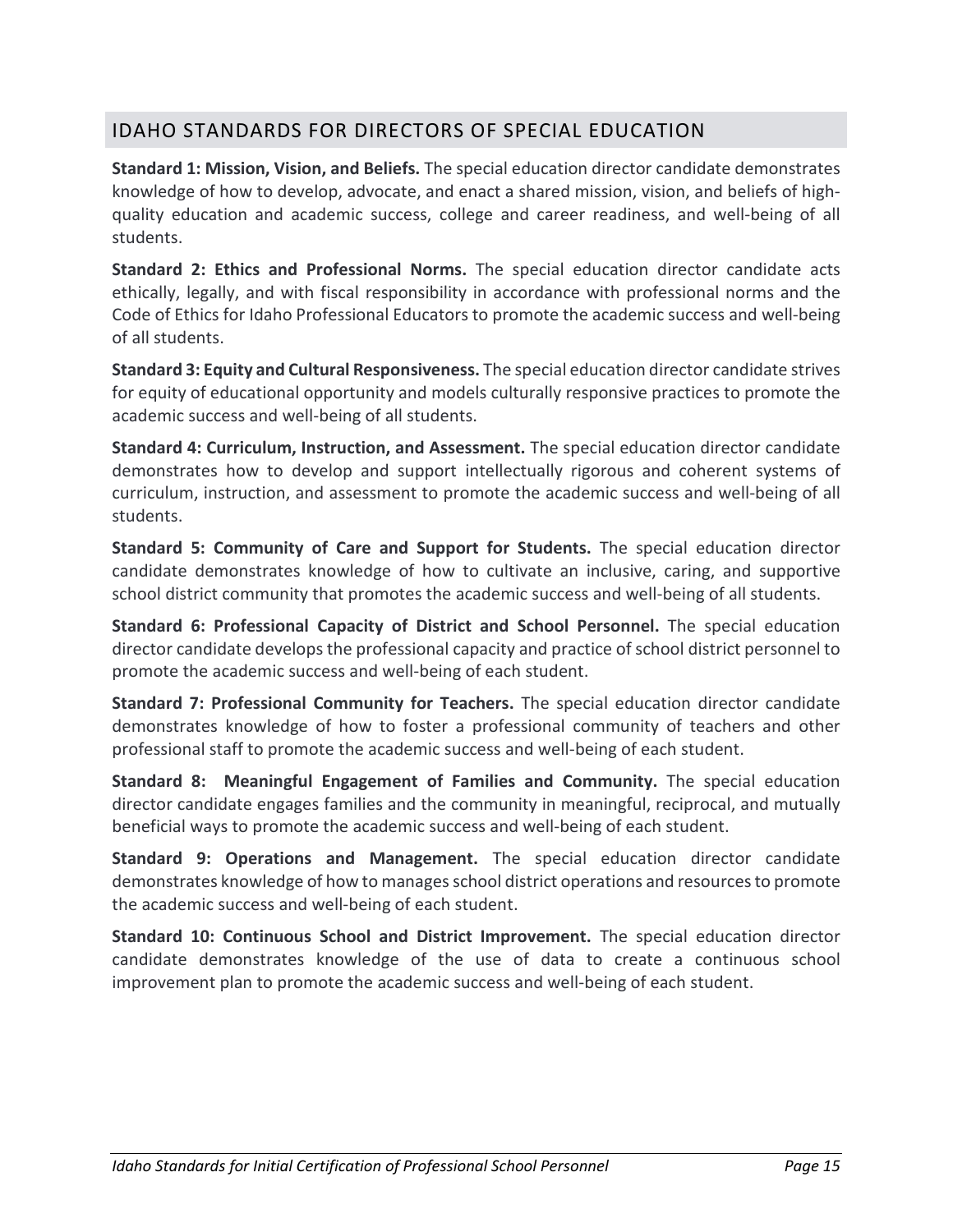## IDAHO STANDARDS FOR DIRECTORS OF SPECIAL EDUCATION

**Standard 1: Mission, Vision, and Beliefs.** The special education director candidate demonstrates knowledge of how to develop, advocate, and enact a shared mission, vision, and beliefs of high-quality education and academic success, college and career readiness, and well-being of all students.

**Standard 2: Ethics and Professional Norms.** The special education director candidate acts ethically, legally, and with fiscal responsibility in accordance with professional norms and the Code of Ethics for Idaho Professional Educators to promote the academic success and well-being of all students.

**Standard 3: Equity and Cultural Responsiveness.** The special education director candidate strives for equity of educational opportunity and models culturally responsive practices to promote the academic success and well-being of all students.

**Standard 4: Curriculum, Instruction, and Assessment.** The special education director candidate demonstrates how to develop and support intellectually rigorous and coherent systems of curriculum, instruction, and assessment to promote the academic success and well-being of all students.

**Standard 5: Community of Care and Support for Students.** The special education director candidate demonstrates knowledge of how to cultivate an inclusive, caring, and supportive school district community that promotes the academic success and well-being of all students.

**Standard 6: Professional Capacity of District and School Personnel.** The special education director candidate develops the professional capacity and practice of school district personnel to promote the academic success and well-being of each student.

**Standard 7: Professional Community for Teachers.** The special education director candidate demonstrates knowledge of how to foster a professional community of teachers and other professional staff to promote the academic success and well-being of each student.

**Standard 8: Meaningful Engagement of Families and Community.** The special education director candidate engages families and the community in meaningful, reciprocal, and mutually beneficial ways to promote the academic success and well-being of each student.

**Standard 9: Operations and Management.** The special education director candidate demonstrates knowledge of how to manages school district operations and resources to promote the academic success and well-being of each student.

**Standard 10: Continuous School and District Improvement.** The special education director candidate demonstrates knowledge of the use of data to create a continuous school improvement plan to promote the academic success and well-being of each student.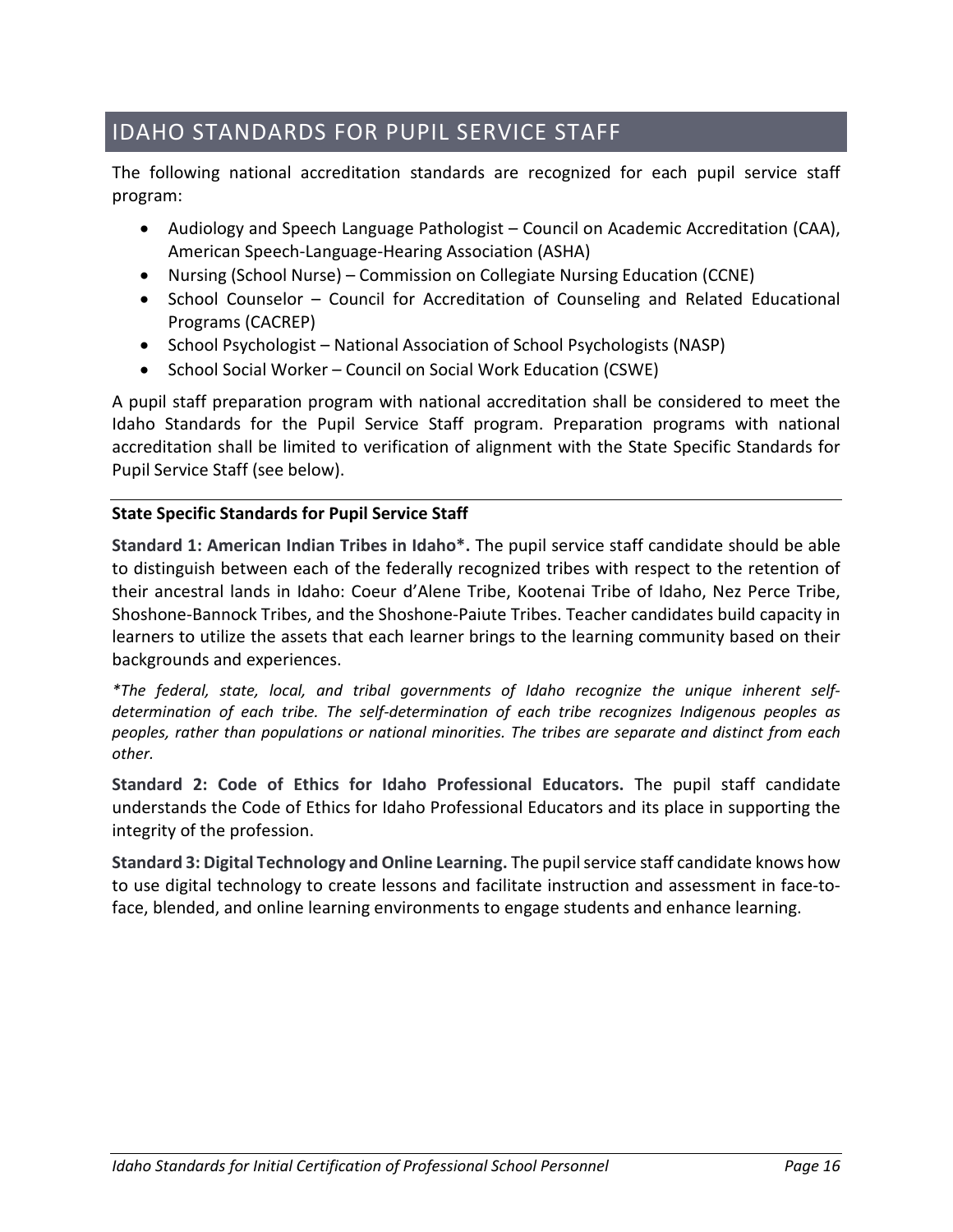## IDAHO STANDARDS FOR PUPIL SERVICE STAFF

The following national accreditation standards are recognized for each pupil service staff program:

- Audiology and Speech Language Pathologist – Council on Academic Accreditation (CAA), American Speech-Language-Hearing Association (ASHA)
- Nursing (School Nurse) – Commission on Collegiate Nursing Education (CCNE)
- School Counselor – Council for Accreditation of Counseling and Related Educational Programs (CACREP)
- School Psychologist – National Association of School Psychologists (NASP)
- School Social Worker – Council on Social Work Education (CSWE)

A pupil staff preparation program with national accreditation shall be considered to meet the Idaho Standards for the Pupil Service Staff program. Preparation programs with national accreditation shall be limited to verification of alignment with the State Specific Standards for Pupil Service Staff (see below).

### State Specific Standards for Pupil Service Staff

**Standard 1: American Indian Tribes in Idaho*.** The pupil service staff candidate should be able to distinguish between each of the federally recognized tribes with respect to the retention of their ancestral lands in Idaho: Coeur d'Alene Tribe, Kootenai Tribe of Idaho, Nez Perce Tribe, Shoshone-Bannock Tribes, and the Shoshone-Paiute Tribes. Teacher candidates build capacity in learners to utilize the assets that each learner brings to the learning community based on their backgrounds and experiences.

*\*The federal, state, local, and tribal governments of Idaho recognize the unique inherent self-determination of each tribe. The self-determination of each tribe recognizes Indigenous peoples as peoples, rather than populations or national minorities. The tribes are separate and distinct from each other.*

**Standard 2: Code of Ethics for Idaho Professional Educators.** The pupil staff candidate understands the Code of Ethics for Idaho Professional Educators and its place in supporting the integrity of the profession.

**Standard 3: Digital Technology and Online Learning.** The pupil service staff candidate knows how to use digital technology to create lessons and facilitate instruction and assessment in face-to-face, blended, and online learning environments to engage students and enhance learning.